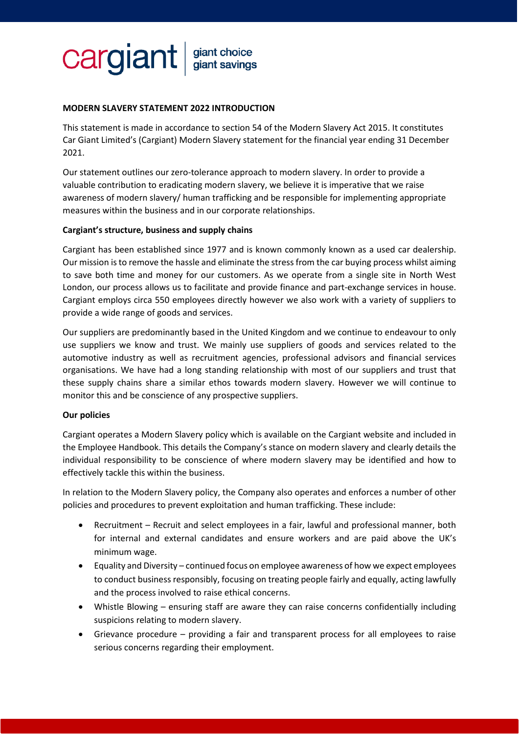cargiant | giant choice giant savings

**MODERN SLAVERY STATEMENT 2022 INTRODUCTION**

This statement is made in accordance to section 54 of the Modern Slavery Act 2015. It constitutes Car Giant Limited's (Cargiant) Modern Slavery statement for the financial year ending 31 December 2021.

Our statement outlines our zero-tolerance approach to modern slavery. In order to provide a valuable contribution to eradicating modern slavery, we believe it is imperative that we raise awareness of modern slavery/ human trafficking and be responsible for implementing appropriate measures within the business and in our corporate relationships.

**Cargiant's structure, business and supply chains**

Cargiant has been established since 1977 and is known commonly known as a used car dealership. Our mission is to remove the hassle and eliminate the stress from the car buying process whilst aiming to save both time and money for our customers. As we operate from a single site in North West London, our process allows us to facilitate and provide finance and part-exchange services in house. Cargiant employs circa 550 employees directly however we also work with a variety of suppliers to provide a wide range of goods and services.

Our suppliers are predominantly based in the United Kingdom and we continue to endeavour to only use suppliers we know and trust. We mainly use suppliers of goods and services related to the automotive industry as well as recruitment agencies, professional advisors and financial services organisations. We have had a long standing relationship with most of our suppliers and trust that these supply chains share a similar ethos towards modern slavery. However we will continue to monitor this and be conscience of any prospective suppliers.

**Our policies**

Cargiant operates a Modern Slavery policy which is available on the Cargiant website and included in the Employee Handbook. This details the Company's stance on modern slavery and clearly details the individual responsibility to be conscience of where modern slavery may be identified and how to effectively tackle this within the business.

In relation to the Modern Slavery policy, the Company also operates and enforces a number of other policies and procedures to prevent exploitation and human trafficking. These include:

- Recruitment – Recruit and select employees in a fair, lawful and professional manner, both for internal and external candidates and ensure workers and are paid above the UK's minimum wage.
- Equality and Diversity – continued focus on employee awareness of how we expect employees to conduct business responsibly, focusing on treating people fairly and equally, acting lawfully and the process involved to raise ethical concerns.
- Whistle Blowing – ensuring staff are aware they can raise concerns confidentially including suspicions relating to modern slavery.
- Grievance procedure – providing a fair and transparent process for all employees to raise serious concerns regarding their employment.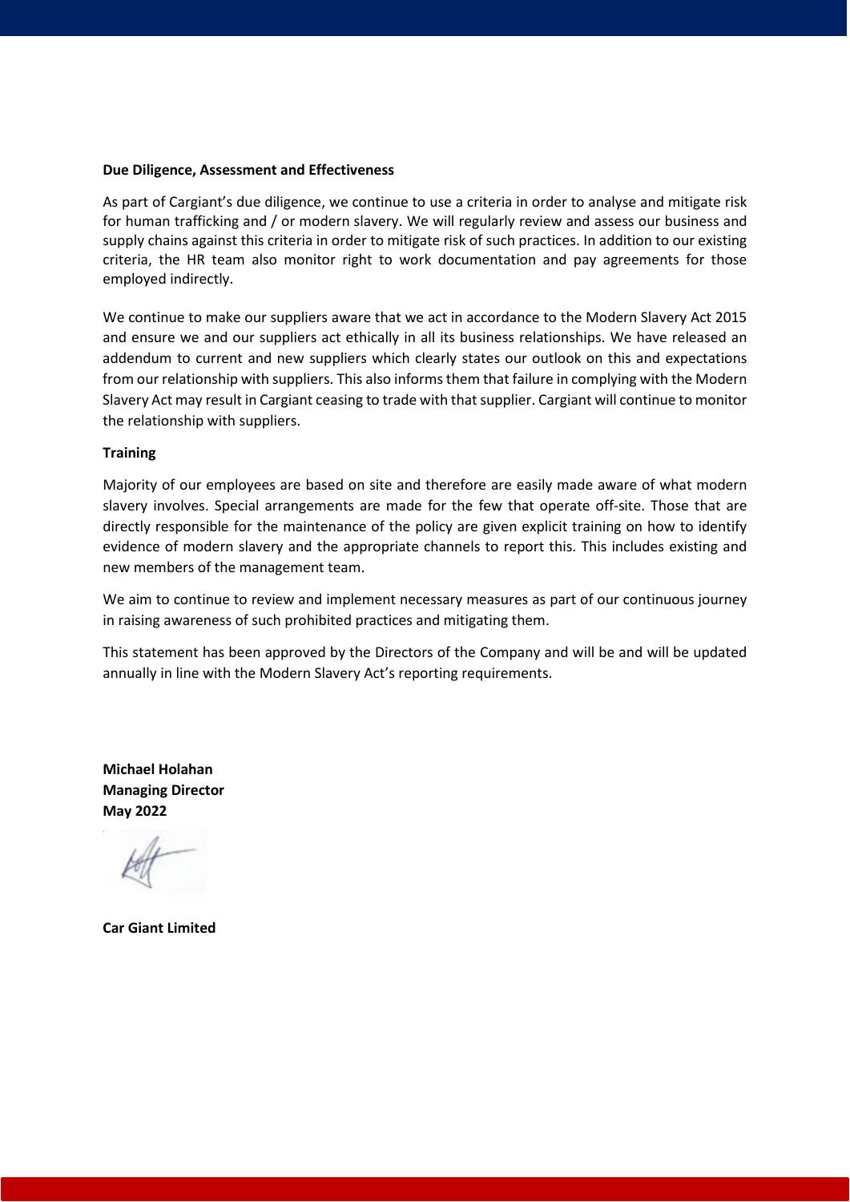**Due Diligence, Assessment and Effectiveness**

As part of Cargiant's due diligence, we continue to use a criteria in order to analyse and mitigate risk for human trafficking and / or modern slavery. We will regularly review and assess our business and supply chains against this criteria in order to mitigate risk of such practices. In addition to our existing criteria, the HR team also monitor right to work documentation and pay agreements for those employed indirectly.

We continue to make our suppliers aware that we act in accordance to the Modern Slavery Act 2015 and ensure we and our suppliers act ethically in all its business relationships. We have released an addendum to current and new suppliers which clearly states our outlook on this and expectations from our relationship with suppliers. This also informs them that failure in complying with the Modern Slavery Act may result in Cargiant ceasing to trade with that supplier. Cargiant will continue to monitor the relationship with suppliers.

**Training**

Majority of our employees are based on site and therefore are easily made aware of what modern slavery involves. Special arrangements are made for the few that operate off-site. Those that are directly responsible for the maintenance of the policy are given explicit training on how to identify evidence of modern slavery and the appropriate channels to report this. This includes existing and new members of the management team.

We aim to continue to review and implement necessary measures as part of our continuous journey in raising awareness of such prohibited practices and mitigating them.

This statement has been approved by the Directors of the Company and will be and will be updated annually in line with the Modern Slavery Act's reporting requirements.

**Michael Holahan**
**Managing Director**
**May 2022**

**Car Giant Limited**